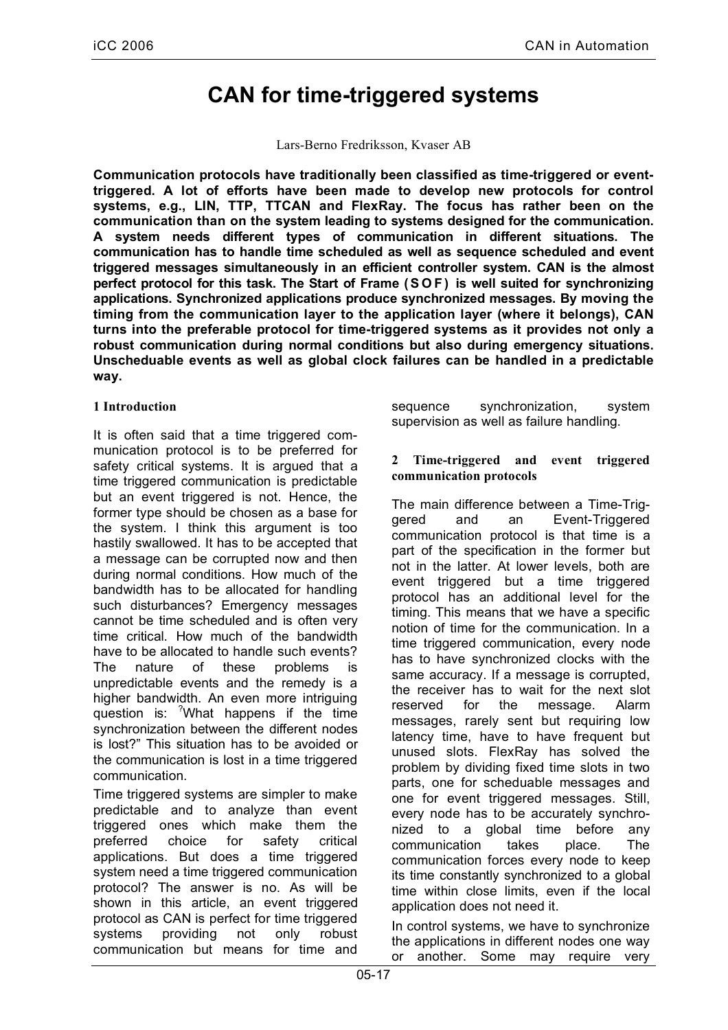# CAN for time-triggered systems

Lars-Berno Fredriksson, Kvaser AB

**Communication protocols have traditionally been classified as time-triggered or event-triggered. A lot of efforts have been made to develop new protocols for control systems, e.g., LIN, TTP, TTCAN and FlexRay. The focus has rather been on the communication than on the system leading to systems designed for the communication. A system needs different types of communication in different situations. The communication has to handle time scheduled as well as sequence scheduled and event triggered messages simultaneously in an efficient controller system. CAN is the almost perfect protocol for this task. The Start of Frame ( S O F ) is well suited for synchronizing applications. Synchronized applications produce synchronized messages. By moving the timing from the communication layer to the application layer (where it belongs), CAN turns into the preferable protocol for time-triggered systems as it provides not only a robust communication during normal conditions but also during emergency situations. Unscheduable events as well as global clock failures can be handled in a predictable way.**

## 1 Introduction

It is often said that a time triggered communication protocol is to be preferred for safety critical systems. It is argued that a time triggered communication is predictable but an event triggered is not. Hence, the former type should be chosen as a base for the system. I think this argument is too hastily swallowed. It has to be accepted that a message can be corrupted now and then during normal conditions. How much of the bandwidth has to be allocated for handling such disturbances? Emergency messages cannot be time scheduled and is often very time critical. How much of the bandwidth have to be allocated to handle such events? The nature of these problems is unpredictable events and the remedy is a higher bandwidth. An even more intriguing question is: "What happens if the time synchronization between the different nodes is lost?" This situation has to be avoided or the communication is lost in a time triggered communication.

Time triggered systems are simpler to make predictable and to analyze than event triggered ones which make them the preferred choice for safety critical applications. But does a time triggered system need a time triggered communication protocol? The answer is no. As will be shown in this article, an event triggered protocol as CAN is perfect for time triggered systems providing not only robust communication but means for time and sequence synchronization, system supervision as well as failure handling.

## 2 Time-triggered and event triggered communication protocols

The main difference between a Time-Triggered and an Event-Triggered communication protocol is that time is a part of the specification in the former but not in the latter. At lower levels, both are event triggered but a time triggered protocol has an additional level for the timing. This means that we have a specific notion of time for the communication. In a time triggered communication, every node has to have synchronized clocks with the same accuracy. If a message is corrupted, the receiver has to wait for the next slot reserved for the message. Alarm messages, rarely sent but requiring low latency time, have to have frequent but unused slots. FlexRay has solved the problem by dividing fixed time slots in two parts, one for scheduable messages and one for event triggered messages. Still, every node has to be accurately synchronized to a global time before any communication takes place. The communication forces every node to keep its time constantly synchronized to a global time within close limits, even if the local application does not need it.

In control systems, we have to synchronize the applications in different nodes one way or another. Some may require very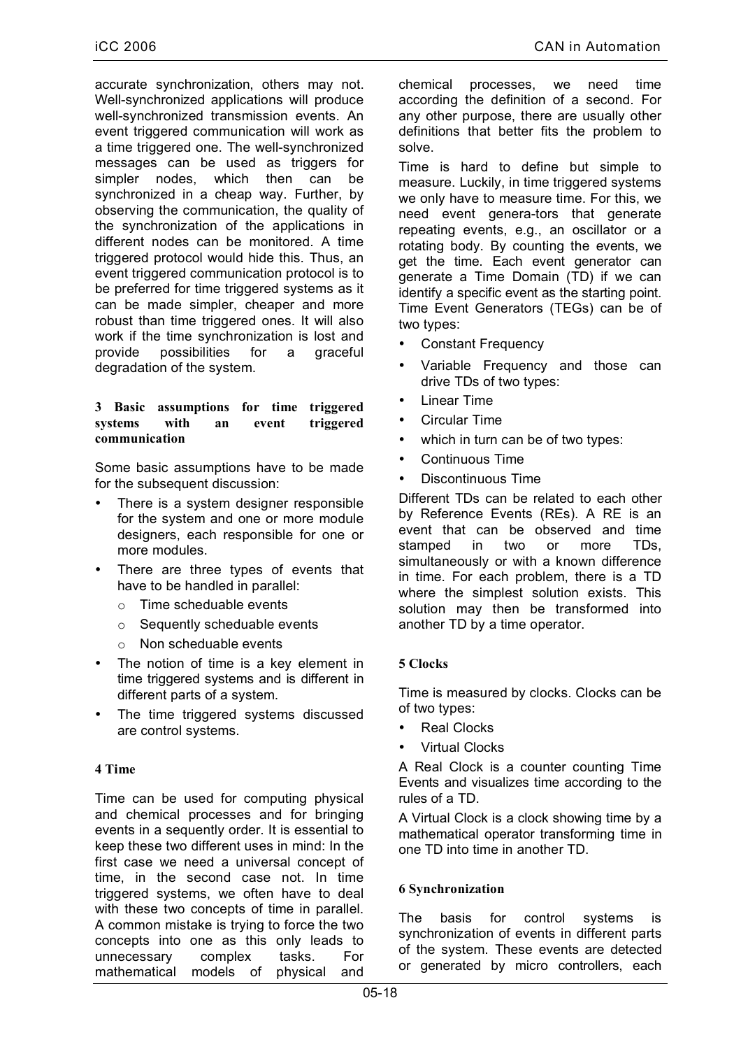accurate synchronization, others may not. Well-synchronized applications will produce well-synchronized transmission events. An event triggered communication will work as a time triggered one. The well-synchronized messages can be used as triggers for simpler nodes, which then can be synchronized in a cheap way. Further, by observing the communication, the quality of the synchronization of the applications in different nodes can be monitored. A time triggered protocol would hide this. Thus, an event triggered communication protocol is to be preferred for time triggered systems as it can be made simpler, cheaper and more robust than time triggered ones. It will also work if the time synchronization is lost and provide possibilities for a graceful degradation of the system.

## 3 Basic assumptions for time triggered systems with an event triggered communication

Some basic assumptions have to be made for the subsequent discussion:

- There is a system designer responsible for the system and one or more module designers, each responsible for one or more modules.
- There are three types of events that have to be handled in parallel:
  - Time schedulable events
  - Sequently schedulable events
  - Non schedulable events
- The notion of time is a key element in time triggered systems and is different in different parts of a system.
- The time triggered systems discussed are control systems.

## 4 Time

Time can be used for computing physical and chemical processes and for bringing events in a sequently order. It is essential to keep these two different uses in mind: In the first case we need a universal concept of time, in the second case not. In time triggered systems, we often have to deal with these two concepts of time in parallel. A common mistake is trying to force the two concepts into one as this only leads to unnecessary complex tasks. For mathematical models of physical and chemical processes, we need time according the definition of a second. For any other purpose, there are usually other definitions that better fits the problem to solve.

Time is hard to define but simple to measure. Luckily, in time triggered systems we only have to measure time. For this, we need event genera-tors that generate repeating events, e.g., an oscillator or a rotating body. By counting the events, we get the time. Each event generator can generate a Time Domain (TD) if we can identify a specific event as the starting point. Time Event Generators (TEGs) can be of two types:

- Constant Frequency
- Variable Frequency and those can drive TDs of two types:
- Linear Time
- Circular Time
- which in turn can be of two types:
- Continuous Time
- Discontinuous Time

Different TDs can be related to each other by Reference Events (REs). A RE is an event that can be observed and time stamped in two or more TDs, simultaneously or with a known difference in time. For each problem, there is a TD where the simplest solution exists. This solution may then be transformed into another TD by a time operator.

## 5 Clocks

Time is measured by clocks. Clocks can be of two types:

- Real Clocks
- Virtual Clocks

A Real Clock is a counter counting Time Events and visualizes time according to the rules of a TD.

A Virtual Clock is a clock showing time by a mathematical operator transforming time in one TD into time in another TD.

## 6 Synchronization

The basis for control systems is synchronization of events in different parts of the system. These events are detected or generated by micro controllers, each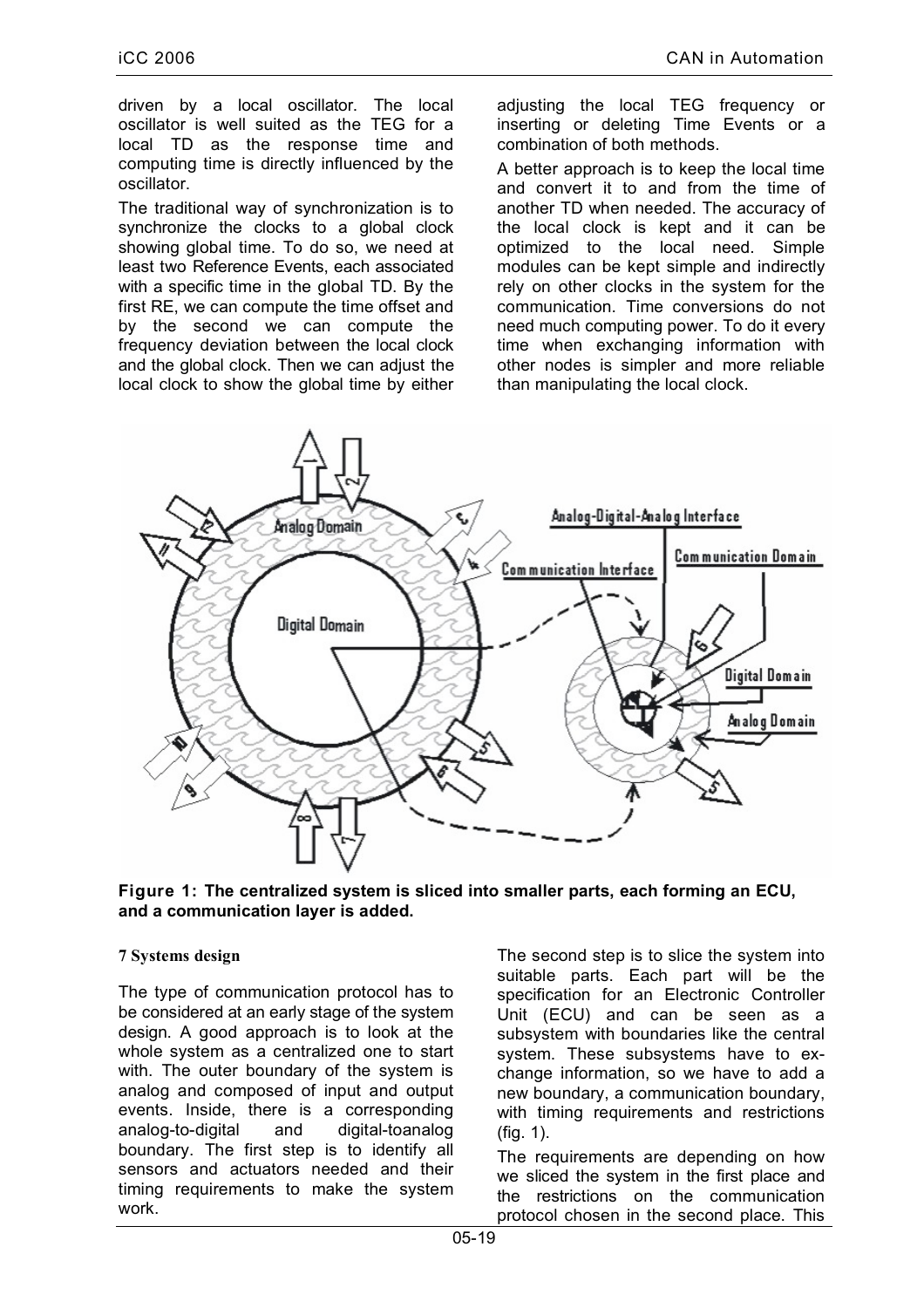driven by a local oscillator. The local oscillator is well suited as the TEG for a local TD as the response time and computing time is directly influenced by the oscillator.

The traditional way of synchronization is to synchronize the clocks to a global clock showing global time. To do so, we need at least two Reference Events, each associated with a specific time in the global TD. By the first RE, we can compute the time offset and by the second we can compute the frequency deviation between the local clock and the global clock. Then we can adjust the local clock to show the global time by either adjusting the local TEG frequency or inserting or deleting Time Events or a combination of both methods.

A better approach is to keep the local time and convert it to and from the time of another TD when needed. The accuracy of the local clock is kept and it can be optimized to the local need. Simple modules can be kept simple and indirectly rely on other clocks in the system for the communication. Time conversions do not need much computing power. To do it every time when exchanging information with other nodes is simpler and more reliable than manipulating the local clock.

**Figure 1: The centralized system is sliced into smaller parts, each forming an ECU, and a communication layer is added.**

## 7 Systems design

The type of communication protocol has to be considered at an early stage of the system design. A good approach is to look at the whole system as a centralized one to start with. The outer boundary of the system is analog and composed of input and output events. Inside, there is a corresponding analog-to-digital and digital-toanalog boundary. The first step is to identify all sensors and actuators needed and their timing requirements to make the system work.

The second step is to slice the system into suitable parts. Each part will be the specification for an Electronic Controller Unit (ECU) and can be seen as a subsystem with boundaries like the central system. These subsystems have to exchange information, so we have to add a new boundary, a communication boundary, with timing requirements and restrictions (fig. 1).

The requirements are depending on how we sliced the system in the first place and the restrictions on the communication protocol chosen in the second place. This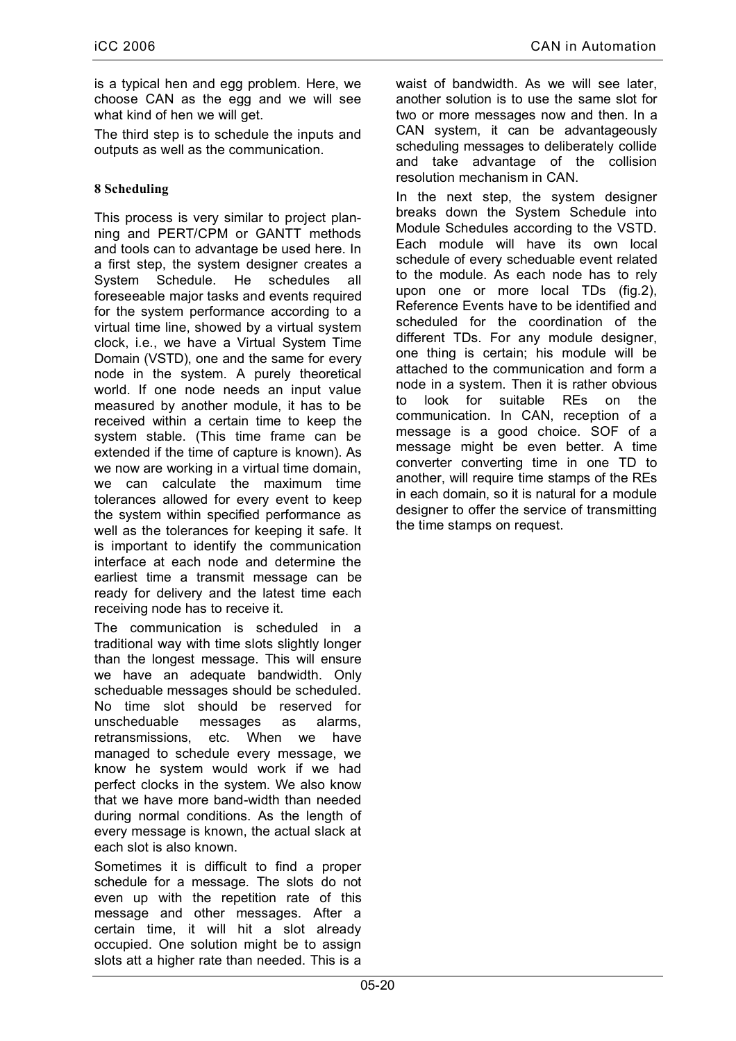is a typical hen and egg problem. Here, we choose CAN as the egg and we will see what kind of hen we will get.

The third step is to schedule the inputs and outputs as well as the communication.

## 8 Scheduling

This process is very similar to project planning and PERT/CPM or GANTT methods and tools can to advantage be used here. In a first step, the system designer creates a System Schedule. He schedules all foreseeable major tasks and events required for the system performance according to a virtual time line, showed by a virtual system clock, i.e., we have a Virtual System Time Domain (VSTD), one and the same for every node in the system. A purely theoretical world. If one node needs an input value measured by another module, it has to be received within a certain time to keep the system stable. (This time frame can be extended if the time of capture is known). As we now are working in a virtual time domain, we can calculate the maximum time tolerances allowed for every event to keep the system within specified performance as well as the tolerances for keeping it safe. It is important to identify the communication interface at each node and determine the earliest time a transmit message can be ready for delivery and the latest time each receiving node has to receive it.

The communication is scheduled in a traditional way with time slots slightly longer than the longest message. This will ensure we have an adequate bandwidth. Only scheduable messages should be scheduled. No time slot should be reserved for unscheduable messages as alarms, retransmissions, etc. When we have managed to schedule every message, we know he system would work if we had perfect clocks in the system. We also know that we have more band-width than needed during normal conditions. As the length of every message is known, the actual slack at each slot is also known.

Sometimes it is difficult to find a proper schedule for a message. The slots do not even up with the repetition rate of this message and other messages. After a certain time, it will hit a slot already occupied. One solution might be to assign slots att a higher rate than needed. This is a waist of bandwidth. As we will see later, another solution is to use the same slot for two or more messages now and then. In a CAN system, it can be advantageously scheduling messages to deliberately collide and take advantage of the collision resolution mechanism in CAN.

In the next step, the system designer breaks down the System Schedule into Module Schedules according to the VSTD. Each module will have its own local schedule of every scheduable event related to the module. As each node has to rely upon one or more local TDs (fig.2), Reference Events have to be identified and scheduled for the coordination of the different TDs. For any module designer, one thing is certain; his module will be attached to the communication and form a node in a system. Then it is rather obvious to look for suitable REs on the communication. In CAN, reception of a message is a good choice. SOF of a message might be even better. A time converter converting time in one TD to another, will require time stamps of the REs in each domain, so it is natural for a module designer to offer the service of transmitting the time stamps on request.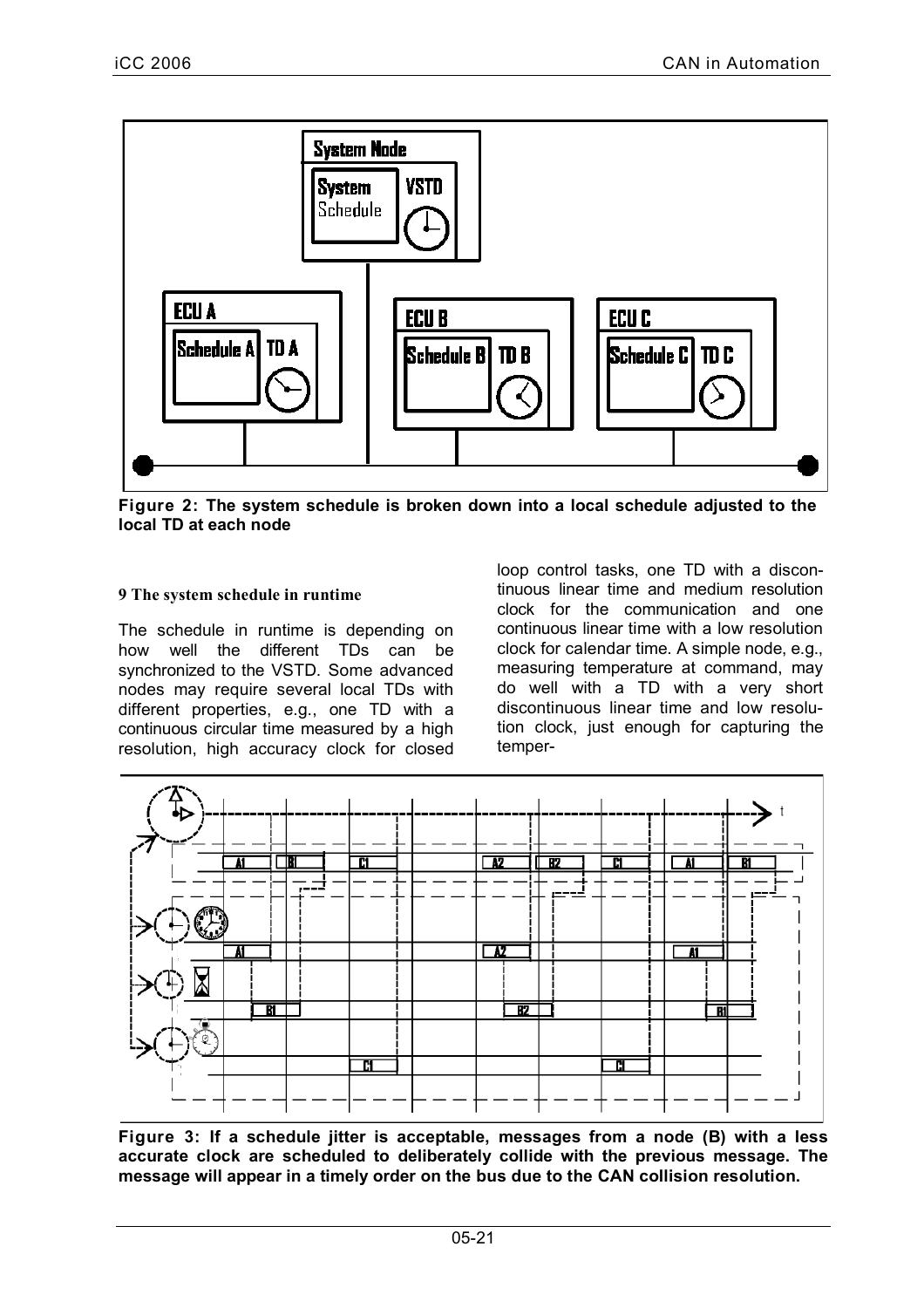Figure 2: The system schedule is broken down into a local schedule adjusted to the local TD at each node

### 9 The system schedule in runtime

The schedule in runtime is depending on how well the different TDs can be synchronized to the VSTD. Some advanced nodes may require several local TDs with different properties, e.g., one TD with a continuous circular time measured by a high resolution, high accuracy clock for closed loop control tasks, one TD with a discontinuous linear time and medium resolution clock for the communication and one continuous linear time with a low resolution clock for calendar time. A simple node, e.g., measuring temperature at command, may do well with a TD with a very short discontinuous linear time and low resolution clock, just enough for capturing the temper-

Figure 3: If a schedule jitter is acceptable, messages from a node (B) with a less accurate clock are scheduled to deliberately collide with the previous message. The message will appear in a timely order on the bus due to the CAN collision resolution.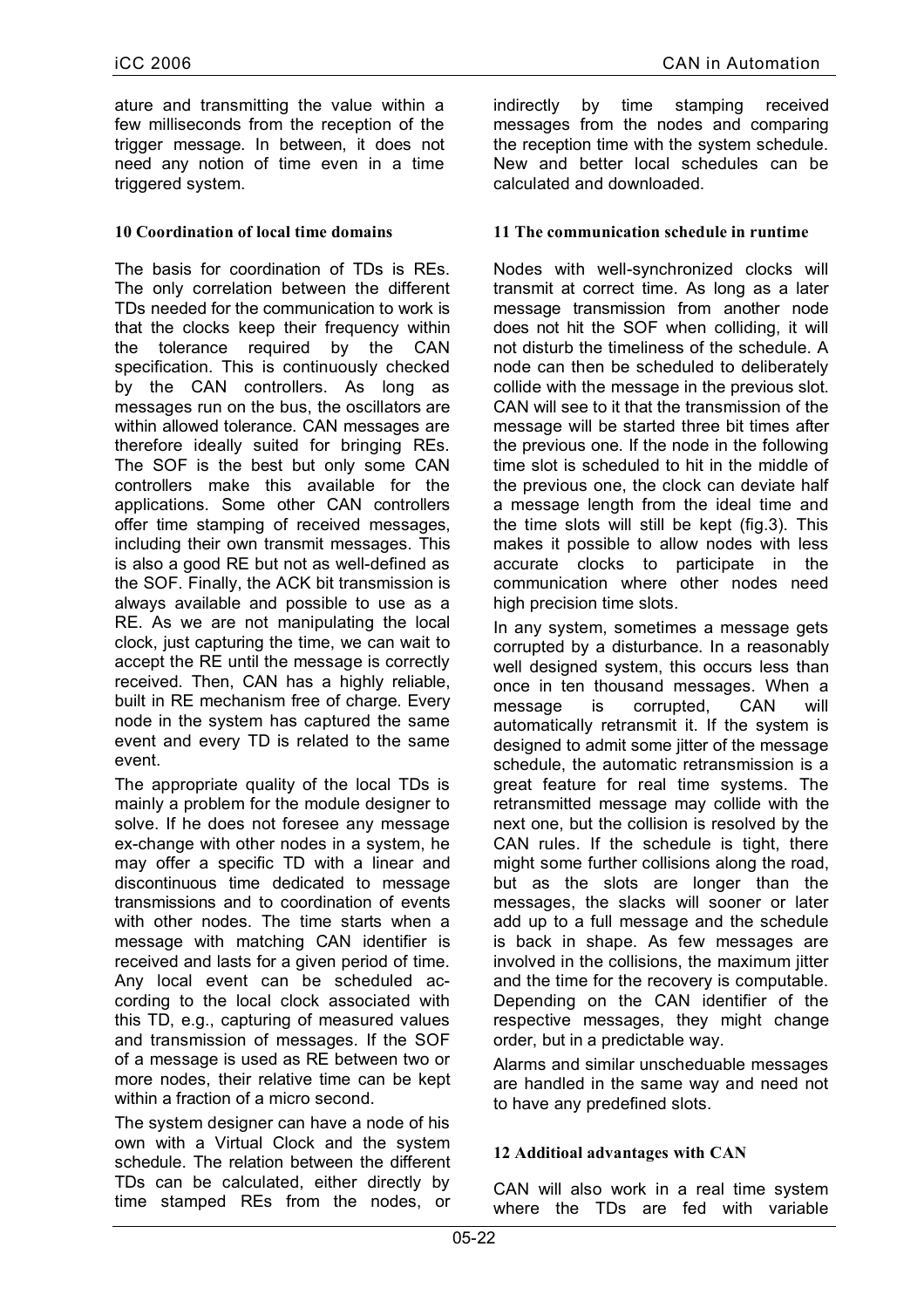ature and transmitting the value within a few milliseconds from the reception of the trigger message. In between, it does not need any notion of time even in a time triggered system.

## 10 Coordination of local time domains

The basis for coordination of TDs is REs. The only correlation between the different TDs needed for the communication to work is that the clocks keep their frequency within the tolerance required by the CAN specification. This is continuously checked by the CAN controllers. As long as messages run on the bus, the oscillators are within allowed tolerance. CAN messages are therefore ideally suited for bringing REs. The SOF is the best but only some CAN controllers make this available for the applications. Some other CAN controllers offer time stamping of received messages, including their own transmit messages. This is also a good RE but not as well-defined as the SOF. Finally, the ACK bit transmission is always available and possible to use as a RE. As we are not manipulating the local clock, just capturing the time, we can wait to accept the RE until the message is correctly received. Then, CAN has a highly reliable, built in RE mechanism free of charge. Every node in the system has captured the same event and every TD is related to the same event.

The appropriate quality of the local TDs is mainly a problem for the module designer to solve. If he does not foresee any message ex-change with other nodes in a system, he may offer a specific TD with a linear and discontinuous time dedicated to message transmissions and to coordination of events with other nodes. The time starts when a message with matching CAN identifier is received and lasts for a given period of time. Any local event can be scheduled ac-cording to the local clock associated with this TD, e.g., capturing of measured values and transmission of messages. If the SOF of a message is used as RE between two or more nodes, their relative time can be kept within a fraction of a micro second.

The system designer can have a node of his own with a Virtual Clock and the system schedule. The relation between the different TDs can be calculated, either directly by time stamped REs from the nodes, or indirectly by time stamping received messages from the nodes and comparing the reception time with the system schedule. New and better local schedules can be calculated and downloaded.

## 11 The communication schedule in runtime

Nodes with well-synchronized clocks will transmit at correct time. As long as a later message transmission from another node does not hit the SOF when colliding, it will not disturb the timeliness of the schedule. A node can then be scheduled to deliberately collide with the message in the previous slot. CAN will see to it that the transmission of the message will be started three bit times after the previous one. If the node in the following time slot is scheduled to hit in the middle of the previous one, the clock can deviate half a message length from the ideal time and the time slots will still be kept (fig.3). This makes it possible to allow nodes with less accurate clocks to participate in the communication where other nodes need high precision time slots.

In any system, sometimes a message gets corrupted by a disturbance. In a reasonably well designed system, this occurs less than once in ten thousand messages. When a message is corrupted, CAN will automatically retransmit it. If the system is designed to admit some jitter of the message schedule, the automatic retransmission is a great feature for real time systems. The retransmitted message may collide with the next one, but the collision is resolved by the CAN rules. If the schedule is tight, there might some further collisions along the road, but as the slots are longer than the messages, the slacks will sooner or later add up to a full message and the schedule is back in shape. As few messages are involved in the collisions, the maximum jitter and the time for the recovery is computable. Depending on the CAN identifier of the respective messages, they might change order, but in a predictable way.

Alarms and similar unscheduable messages are handled in the same way and need not to have any predefined slots.

## 12 Additioal advantages with CAN

CAN will also work in a real time system where the TDs are fed with variable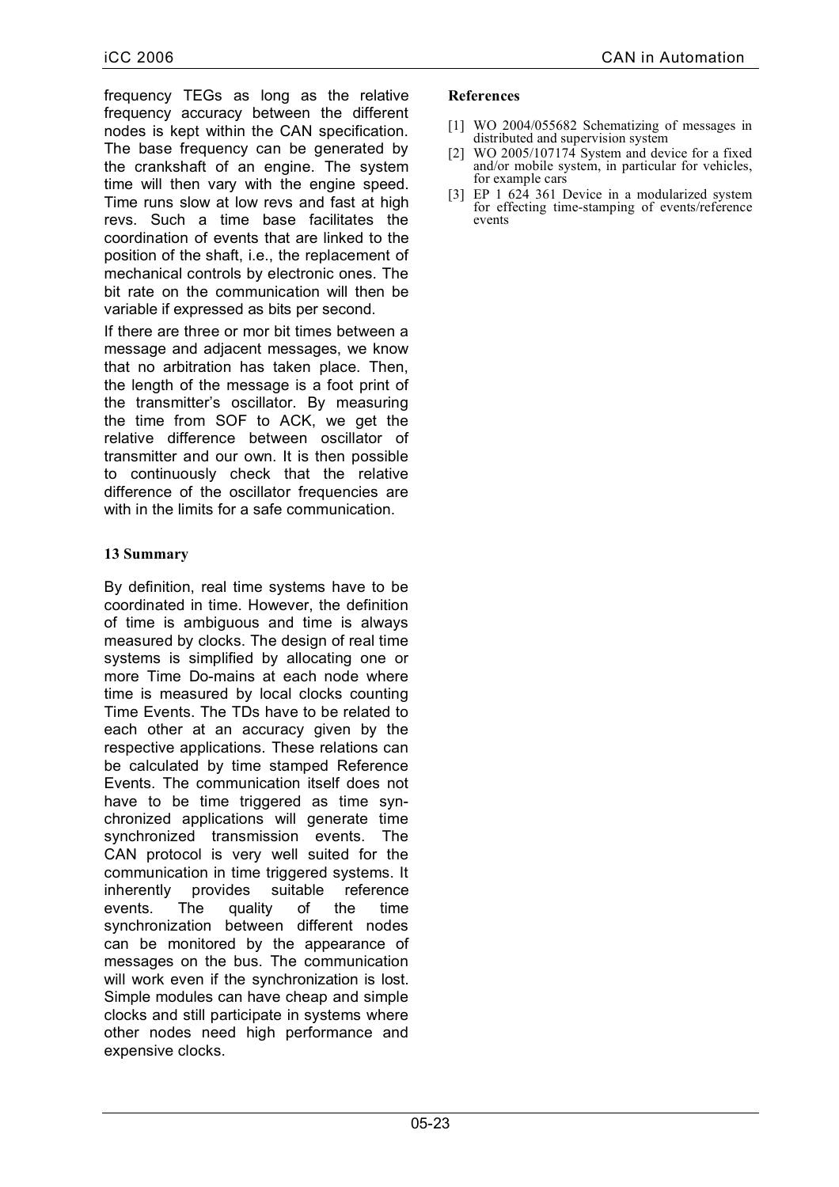frequency TEGs as long as the relative frequency accuracy between the different nodes is kept within the CAN specification. The base frequency can be generated by the crankshaft of an engine. The system time will then vary with the engine speed. Time runs slow at low revs and fast at high revs. Such a time base facilitates the coordination of events that are linked to the position of the shaft, i.e., the replacement of mechanical controls by electronic ones. The bit rate on the communication will then be variable if expressed as bits per second.

If there are three or mor bit times between a message and adjacent messages, we know that no arbitration has taken place. Then, the length of the message is a foot print of the transmitter's oscillator. By measuring the time from SOF to ACK, we get the relative difference between oscillator of transmitter and our own. It is then possible to continuously check that the relative difference of the oscillator frequencies are with in the limits for a safe communication.

## 13 Summary

By definition, real time systems have to be coordinated in time. However, the definition of time is ambiguous and time is always measured by clocks. The design of real time systems is simplified by allocating one or more Time Do-mains at each node where time is measured by local clocks counting Time Events. The TDs have to be related to each other at an accuracy given by the respective applications. These relations can be calculated by time stamped Reference Events. The communication itself does not have to be time triggered as time synchronized applications will generate time synchronized transmission events. The CAN protocol is very well suited for the communication in time triggered systems. It inherently provides suitable reference events. The quality of the time synchronization between different nodes can be monitored by the appearance of messages on the bus. The communication will work even if the synchronization is lost. Simple modules can have cheap and simple clocks and still participate in systems where other nodes need high performance and expensive clocks.

## References

[1] WO 2004/055682 Schematizing of messages in distributed and supervision system

[2] WO 2005/107174 System and device for a fixed and/or mobile system, in particular for vehicles, for example cars

[3] EP 1 624 361 Device in a modularized system for effecting time-stamping of events/reference events